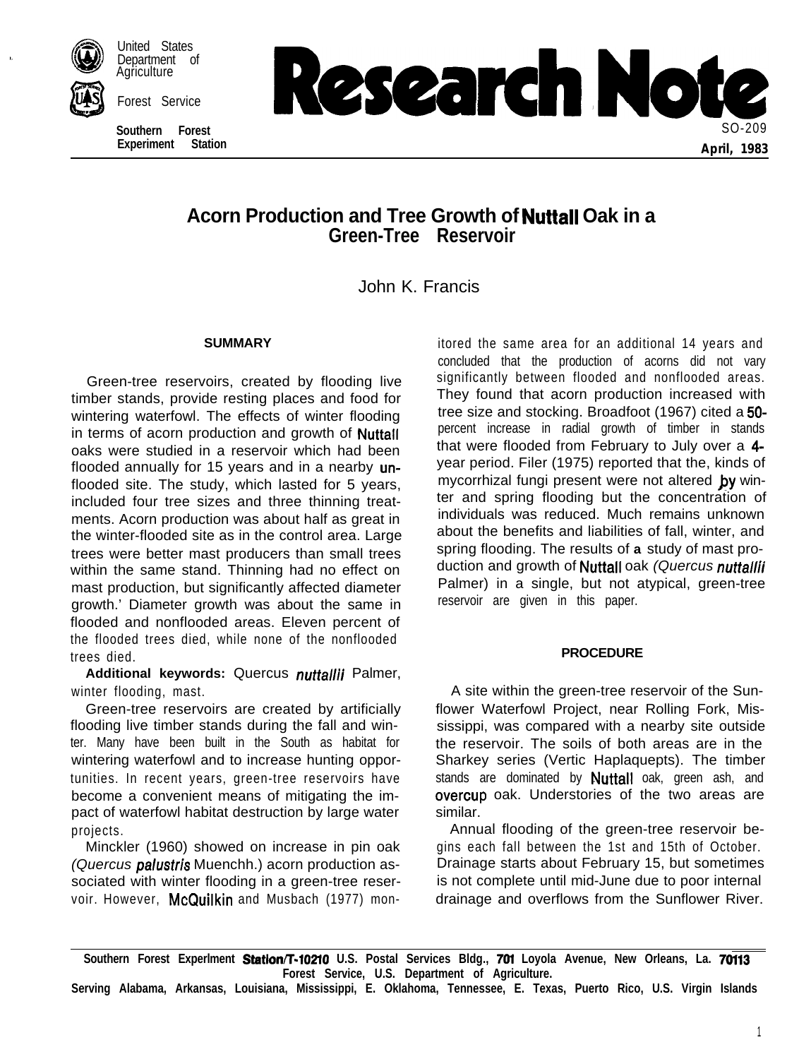United States Department of Agriculture

Forest Service

Southern Forest Experiment Station

# Research Note

SO-209

April, 1983

## Acorn Production and Tree Growth of Nuttall Oak in a Green-Tree Reservoir

John K. Francis

### SUMMARY

Green-tree reservoirs, created by flooding live timber stands, provide resting places and food for wintering waterfowl. The effects of winter flooding in terms of acorn production and growth of Nuttall oaks were studied in a reservoir which had been flooded annually for 15 years and in a nearby unflooded site. The study, which lasted for 5 years, included four tree sizes and three thinning treatments. Acorn production was about half as great in the winter-flooded site as in the control area. Large trees were better mast producers than small trees within the same stand. Thinning had no effect on mast production, but significantly affected diameter growth.' Diameter growth was about the same in flooded and nonflooded areas. Eleven percent of the flooded trees died, while none of the nonflooded trees died.

**Additional keywords:** Quercus *nuttallii* Palmer, winter flooding, mast.

Green-tree reservoirs are created by artificially flooding live timber stands during the fall and winter. Many have been built in the South as habitat for wintering waterfowl and to increase hunting opportunities. In recent years, green-tree reservoirs have become a convenient means of mitigating the impact of waterfowl habitat destruction by large water projects.

Minckler (1960) showed on increase in pin oak *(Quercus palustris* Muenchh.) acorn production associated with winter flooding in a green-tree reservoir. However, McQuilkin and Musbach (1977) monitored the same area for an additional 14 years and concluded that the production of acorns did not vary significantly between flooded and nonflooded areas. They found that acorn production increased with tree size and stocking. Broadfoot (1967) cited a 50-percent increase in radial growth of timber in stands that were flooded from February to July over a 4-year period. Filer (1975) reported that the, kinds of mycorrhizal fungi present were not altered by winter and spring flooding but the concentration of individuals was reduced. Much remains unknown about the benefits and liabilities of fall, winter, and spring flooding. The results of a study of mast production and growth of Nuttall oak *(Quercus nuttallii* Palmer) in a single, but not atypical, green-tree reservoir are given in this paper.

### PROCEDURE

A site within the green-tree reservoir of the Sunflower Waterfowl Project, near Rolling Fork, Mississippi, was compared with a nearby site outside the reservoir. The soils of both areas are in the Sharkey series (Vertic Haplaquepts). The timber stands are dominated by Nuttall oak, green ash, and overcup oak. Understories of the two areas are similar.

Annual flooding of the green-tree reservoir begins each fall between the 1st and 15th of October. Drainage starts about February 15, but sometimes is not complete until mid-June due to poor internal drainage and overflows from the Sunflower River.

Southern Forest Experiment Station/T-10210 U.S. Postal Services Bldg., 701 Loyola Avenue, New Orleans, La. 70113
Forest Service, U.S. Department of Agriculture.
Serving Alabama, Arkansas, Louisiana, Mississippi, E. Oklahoma, Tennessee, E. Texas, Puerto Rico, U.S. Virgin Islands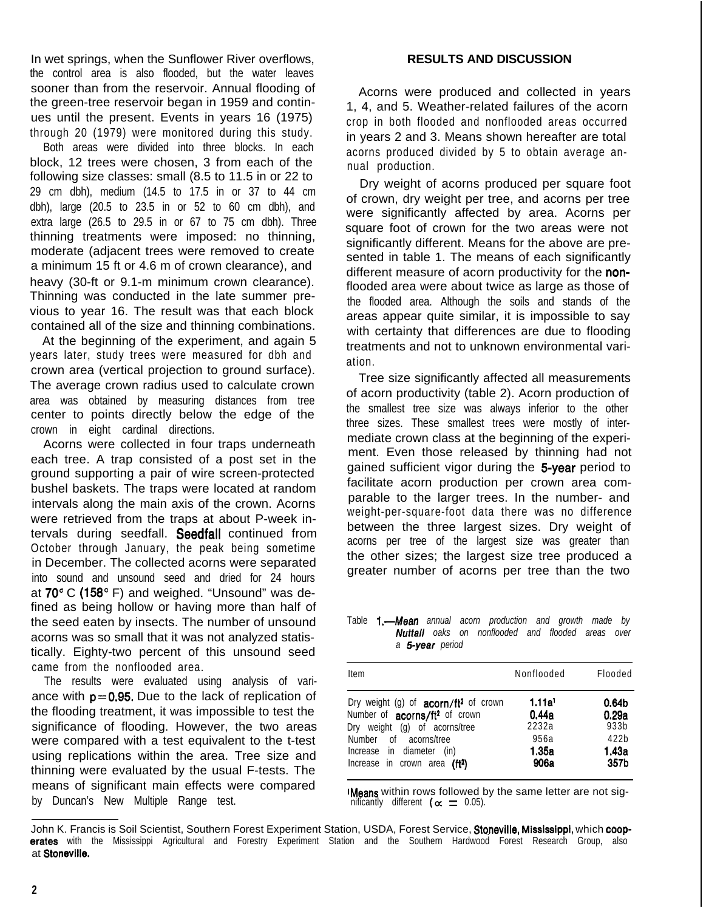In wet springs, when the Sunflower River overflows, the control area is also flooded, but the water leaves sooner than from the reservoir. Annual flooding of the green-tree reservoir began in 1959 and continues until the present. Events in years 16 (1975) through 20 (1979) were monitored during this study.

Both areas were divided into three blocks. In each block, 12 trees were chosen, 3 from each of the following size classes: small (8.5 to 11.5 in or 22 to 29 cm dbh), medium (14.5 to 17.5 in or 37 to 44 cm dbh), large (20.5 to 23.5 in or 52 to 60 cm dbh), and extra large (26.5 to 29.5 in or 67 to 75 cm dbh). Three thinning treatments were imposed: no thinning, moderate (adjacent trees were removed to create a minimum 15 ft or 4.6 m of crown clearance), and heavy (30-ft or 9.1-m minimum crown clearance). Thinning was conducted in the late summer previous to year 16. The result was that each block contained all of the size and thinning combinations.

At the beginning of the experiment, and again 5 years later, study trees were measured for dbh and crown area (vertical projection to ground surface). The average crown radius used to calculate crown area was obtained by measuring distances from tree center to points directly below the edge of the crown in eight cardinal directions.

Acorns were collected in four traps underneath each tree. A trap consisted of a post set in the ground supporting a pair of wire screen-protected bushel baskets. The traps were located at random intervals along the main axis of the crown. Acorns were retrieved from the traps at about P-week intervals during seedfall. Seedfall continued from October through January, the peak being sometime in December. The collected acorns were separated into sound and unsound seed and dried for 24 hours at 70° C (158° F) and weighed. "Unsound" was defined as being hollow or having more than half of the seed eaten by insects. The number of unsound acorns was so small that it was not analyzed statistically. Eighty-two percent of this unsound seed came from the nonflooded area.

The results were evaluated using analysis of variance with $p=0.95$. Due to the lack of replication of the flooding treatment, it was impossible to test the significance of flooding. However, the two areas were compared with a test equivalent to the t-test using replications within the area. Tree size and thinning were evaluated by the usual F-tests. The means of significant main effects were compared by Duncan's New Multiple Range test.

## RESULTS AND DISCUSSION

Acorns were produced and collected in years 1, 4, and 5. Weather-related failures of the acorn crop in both flooded and nonflooded areas occurred in years 2 and 3. Means shown hereafter are total acorns produced divided by 5 to obtain average annual production.

Dry weight of acorns produced per square foot of crown, dry weight per tree, and acorns per tree were significantly affected by area. Acorns per square foot of crown for the two areas were not significantly different. Means for the above are presented in table 1. The means of each significantly different measure of acorn productivity for the nonflooded area were about twice as large as those of the flooded area. Although the soils and stands of the areas appear quite similar, it is impossible to say with certainty that differences are due to flooding treatments and not to unknown environmental variation.

Tree size significantly affected all measurements of acorn productivity (table 2). Acorn production of the smallest tree size was always inferior to the other three sizes. These smallest trees were mostly of intermediate crown class at the beginning of the experiment. Even those released by thinning had not gained sufficient vigor during the 5-year period to facilitate acorn production per crown area comparable to the larger trees. In the number- and weight-per-square-foot data there was no difference between the three largest sizes. Dry weight of acorns per tree of the largest size was greater than the other sizes; the largest size tree produced a greater number of acorns per tree than the two

Table 1.—*Mean annual acorn production and growth made by Nuttall oaks on nonflooded and flooded areas over a 5-year period*

| Item | Nonflooded | Flooded |
|---|---|---|
| Dry weight (g) of acorn/ft² of crown | 1.11a[1] | 0.64b |
| Number of acorns/ft² of crown | 0.44a | 0.29a |
| Dry weight (g) of acorns/tree | 2232a | 933b |
| Number of acorns/tree | 956a | 422b |
| Increase in diameter (in) | 1.35a | 1.43a |
| Increase in crown area (ft²) | 906a | 357b |

[1]Means within rows followed by the same letter are not significantly different ($\alpha = 0.05$).

John K. Francis is Soil Scientist, Southern Forest Experiment Station, USDA, Forest Service, Stoneville, Mississippi, which cooperates with the Mississippi Agricultural and Forestry Experiment Station and the Southern Hardwood Forest Research Group, also at Stoneville.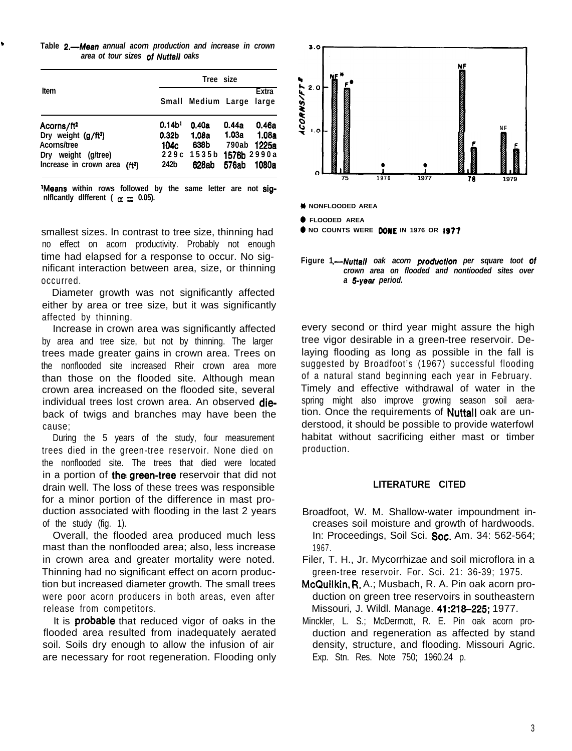Table 2.—*Mean annual acorn production and increase in crown area of four sizes of Nuttall oaks*

| Item | Tree size | | | |
|---|---|---|---|---|
| | Small | Medium | Large | Extra large |
| Acorns/ft² | 0.14b[1] | 0.40a | 0.44a | 0.46a |
| Dry weight (g/ft²) | 0.32b | 1.08a | 1.03a | 1.08a |
| Acorns/tree | 104c | 638b | 790ab | 1225a |
| Dry weight (g/tree) | 229c | 1535b | 1576b | 2990a |
| Increase in crown area (ft²) | 242b | 628ab | 576ab | 1080a |

[1]Means within rows followed by the same letter are not significantly different ($\alpha = 0.05$).

3.0
2.0
1.0
0
ACORNS/FT²
NF*
F●
NF
NF
F
F
75
1976
1977
78
1979

✱ NONFLOODED AREA

● FLOODED AREA

● NO COUNTS WERE DONE IN 1976 OR 1977

Figure 1.—*Nuttall oak acorn production per square foot of crown area on flooded and nonflooded sites over a 5-year period.*

smallest sizes. In contrast to tree size, thinning had no effect on acorn productivity. Probably not enough time had elapsed for a response to occur. No significant interaction between area, size, or thinning occurred.

Diameter growth was not significantly affected either by area or tree size, but it was significantly affected by thinning.

Increase in crown area was significantly affected by area and tree size, but not by thinning. The larger trees made greater gains in crown area. Trees on the nonflooded site increased Rheir crown area more than those on the flooded site. Although mean crown area increased on the flooded site, several individual trees lost crown area. An observed dieback of twigs and branches may have been the cause;

During the 5 years of the study, four measurement trees died in the green-tree reservoir. None died on the nonflooded site. The trees that died were located in a portion of the green-tree reservoir that did not drain well. The loss of these trees was responsible for a minor portion of the difference in mast production associated with flooding in the last 2 years of the study (fig. 1).

Overall, the flooded area produced much less mast than the nonflooded area; also, less increase in crown area and greater mortality were noted. Thinning had no significant effect on acorn production but increased diameter growth. The small trees were poor acorn producers in both areas, even after release from competitors.

It is probable that reduced vigor of oaks in the flooded area resulted from inadequately aerated soil. Soils dry enough to allow the infusion of air are necessary for root regeneration. Flooding only every second or third year might assure the high tree vigor desirable in a green-tree reservoir. Delaying flooding as long as possible in the fall is suggested by Broadfoot's (1967) successful flooding of a natural stand beginning each year in February. Timely and effective withdrawal of water in the spring might also improve growing season soil aeration. Once the requirements of Nuttall oak are understood, it should be possible to provide waterfowl habitat without sacrificing either mast or timber production.

## LITERATURE CITED

Broadfoot, W. M. Shallow-water impoundment increases soil moisture and growth of hardwoods. In: Proceedings, Soil Sci. Soc. Am. 34: 562-564; 1967.

Filer, T. H., Jr. Mycorrhizae and soil microflora in a green-tree reservoir. For. Sci. 21: 36-39; 1975.

McQuilkin, R. A.; Musbach, R. A. Pin oak acorn production on green tree reservoirs in southeastern Missouri, J. Wildl. Manage. 41:218–225; 1977.

Minckler, L. S.; McDermott, R. E. Pin oak acorn production and regeneration as affected by stand density, structure, and flooding. Missouri Agric. Exp. Stn. Res. Note 750; 1960.24 p.